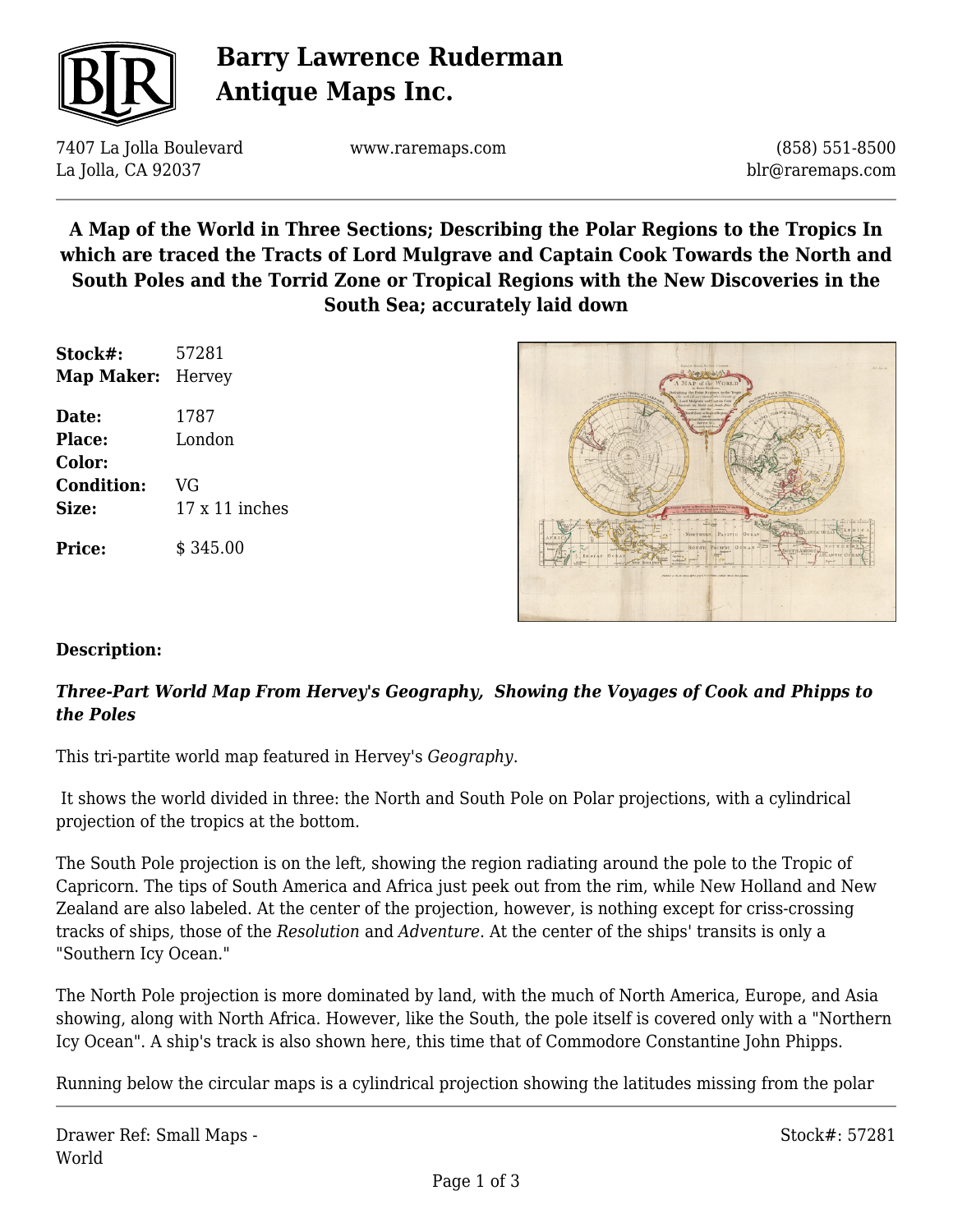# A Map of the World in Three Sections; Describing the Polar Regions to the Tropics In which are traced the Tracts of Lord Mulgrave and Captain Cook Towards the North and South Poles and the Torrid Zone or Tropical Regions with the New Discoveries in the South Sea; accurately laid down

**Stock#:** 57281
**Map Maker:** Hervey

**Date:** 1787
**Place:** London
**Color:**
**Condition:** VG
**Size:** 17 x 11 inches

**Price:** $ 345.00

**Description:**

***Three-Part World Map From Hervey's Geography, Showing the Voyages of Cook and Phipps to the Poles***

This tri-partite world map featured in Hervey's *Geography*.

It shows the world divided in three: the North and South Pole on Polar projections, with a cylindrical projection of the tropics at the bottom.

The South Pole projection is on the left, showing the region radiating around the pole to the Tropic of Capricorn. The tips of South America and Africa just peek out from the rim, while New Holland and New Zealand are also labeled. At the center of the projection, however, is nothing except for criss-crossing tracks of ships, those of the *Resolution* and *Adventure*. At the center of the ships' transits is only a "Southern Icy Ocean."

The North Pole projection is more dominated by land, with the much of North America, Europe, and Asia showing, along with North Africa. However, like the South, the pole itself is covered only with a "Northern Icy Ocean". A ship's track is also shown here, this time that of Commodore Constantine John Phipps.

Running below the circular maps is a cylindrical projection showing the latitudes missing from the polar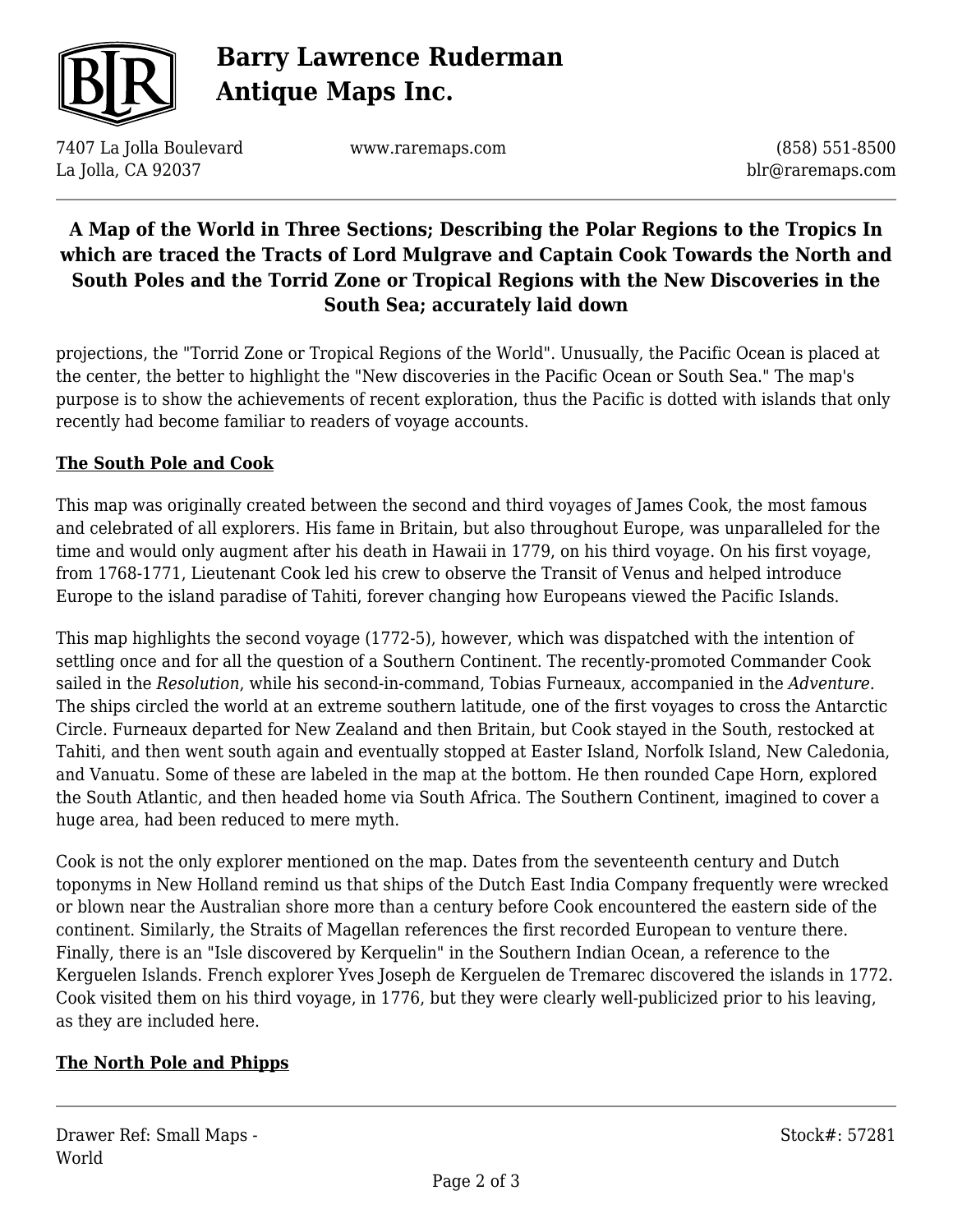projections, the "Torrid Zone or Tropical Regions of the World". Unusually, the Pacific Ocean is placed at the center, the better to highlight the "New discoveries in the Pacific Ocean or South Sea." The map's purpose is to show the achievements of recent exploration, thus the Pacific is dotted with islands that only recently had become familiar to readers of voyage accounts.

## The South Pole and Cook

This map was originally created between the second and third voyages of James Cook, the most famous and celebrated of all explorers. His fame in Britain, but also throughout Europe, was unparalleled for the time and would only augment after his death in Hawaii in 1779, on his third voyage. On his first voyage, from 1768-1771, Lieutenant Cook led his crew to observe the Transit of Venus and helped introduce Europe to the island paradise of Tahiti, forever changing how Europeans viewed the Pacific Islands.

This map highlights the second voyage (1772-5), however, which was dispatched with the intention of settling once and for all the question of a Southern Continent. The recently-promoted Commander Cook sailed in the *Resolution*, while his second-in-command, Tobias Furneaux, accompanied in the *Adventure*. The ships circled the world at an extreme southern latitude, one of the first voyages to cross the Antarctic Circle. Furneaux departed for New Zealand and then Britain, but Cook stayed in the South, restocked at Tahiti, and then went south again and eventually stopped at Easter Island, Norfolk Island, New Caledonia, and Vanuatu. Some of these are labeled in the map at the bottom. He then rounded Cape Horn, explored the South Atlantic, and then headed home via South Africa. The Southern Continent, imagined to cover a huge area, had been reduced to mere myth.

Cook is not the only explorer mentioned on the map. Dates from the seventeenth century and Dutch toponyms in New Holland remind us that ships of the Dutch East India Company frequently were wrecked or blown near the Australian shore more than a century before Cook encountered the eastern side of the continent. Similarly, the Straits of Magellan references the first recorded European to venture there. Finally, there is an "Isle discovered by Kerquelin" in the Southern Indian Ocean, a reference to the Kerguelen Islands. French explorer Yves Joseph de Kerguelen de Tremarec discovered the islands in 1772. Cook visited them on his third voyage, in 1776, but they were clearly well-publicized prior to his leaving, as they are included here.

## The North Pole and Phipps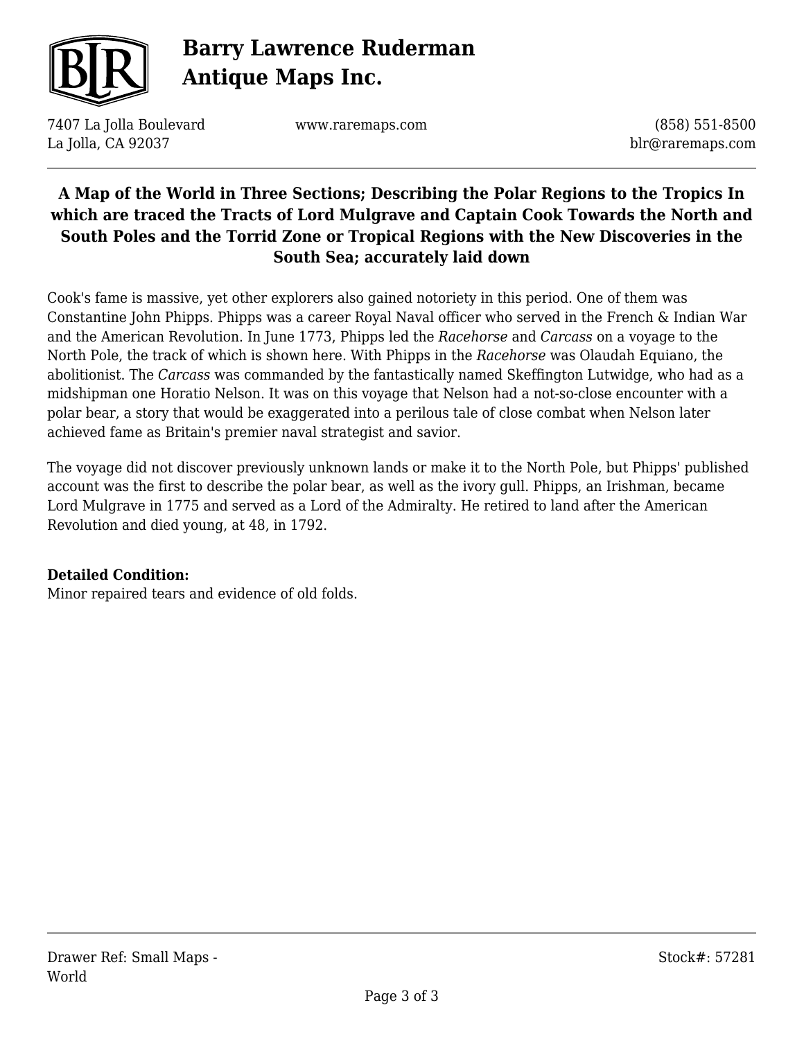## A Map of the World in Three Sections; Describing the Polar Regions to the Tropics In which are traced the Tracts of Lord Mulgrave and Captain Cook Towards the North and South Poles and the Torrid Zone or Tropical Regions with the New Discoveries in the South Sea; accurately laid down

Cook's fame is massive, yet other explorers also gained notoriety in this period. One of them was Constantine John Phipps. Phipps was a career Royal Naval officer who served in the French & Indian War and the American Revolution. In June 1773, Phipps led the *Racehorse* and *Carcass* on a voyage to the North Pole, the track of which is shown here. With Phipps in the *Racehorse* was Olaudah Equiano, the abolitionist. The *Carcass* was commanded by the fantastically named Skeffington Lutwidge, who had as a midshipman one Horatio Nelson. It was on this voyage that Nelson had a not-so-close encounter with a polar bear, a story that would be exaggerated into a perilous tale of close combat when Nelson later achieved fame as Britain's premier naval strategist and savior.

The voyage did not discover previously unknown lands or make it to the North Pole, but Phipps' published account was the first to describe the polar bear, as well as the ivory gull. Phipps, an Irishman, became Lord Mulgrave in 1775 and served as a Lord of the Admiralty. He retired to land after the American Revolution and died young, at 48, in 1792.

**Detailed Condition:**
Minor repaired tears and evidence of old folds.

Drawer Ref: Small Maps - World

Stock#: 57281